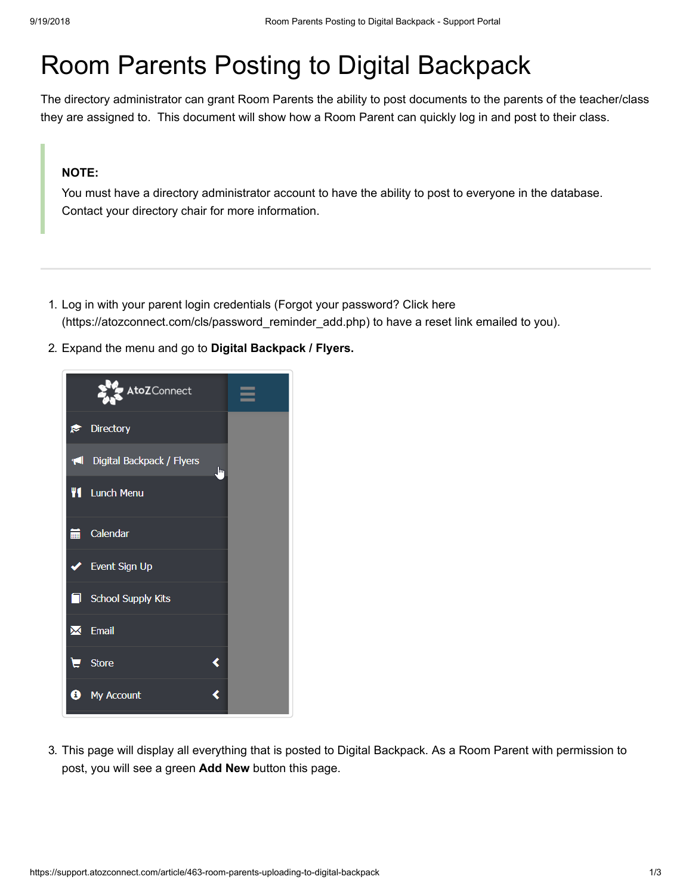# Room Parents Posting to Digital Backpack

The directory administrator can grant Room Parents the ability to post documents to the parents of the teacher/class they are assigned to. This document will show how a Room Parent can quickly log in and post to their class.

> **NOTE:**
> You must have a directory administrator account to have the ability to post to everyone in the database. Contact your directory chair for more information.

---

1. Log in with your parent login credentials (Forgot your password? Click here (https://atozconnect.com/cls/password_reminder_add.php) to have a reset link emailed to you).
2. Expand the menu and go to **Digital Backpack / Flyers.**
3. This page will display all everything that is posted to Digital Backpack. As a Room Parent with permission to post, you will see a green **Add New** button this page.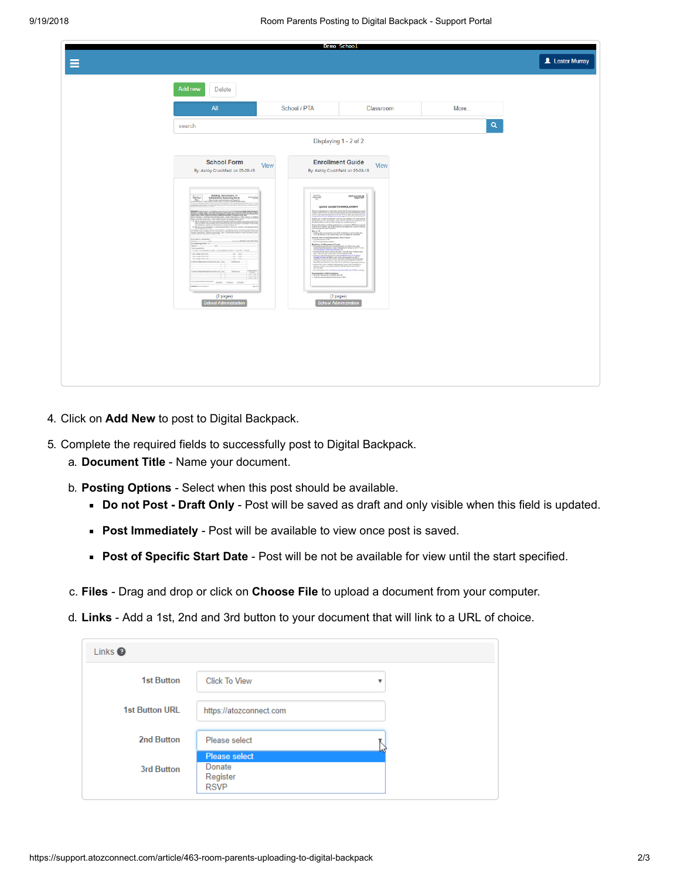4. Click on **Add New** to post to Digital Backpack.

5. Complete the required fields to successfully post to Digital Backpack.
   a. **Document Title** - Name your document.

   b. **Posting Options** - Select when this post should be available.
      - **Do not Post - Draft Only** - Post will be saved as draft and only visible when this field is updated.
      - **Post Immediately** - Post will be available to view once post is saved.
      - **Post of Specific Start Date** - Post will be not be available for view until the start specified.

   c. **Files** - Drag and drop or click on **Choose File** to upload a document from your computer.

   d. **Links** - Add a 1st, 2nd and 3rd button to your document that will link to a URL of choice.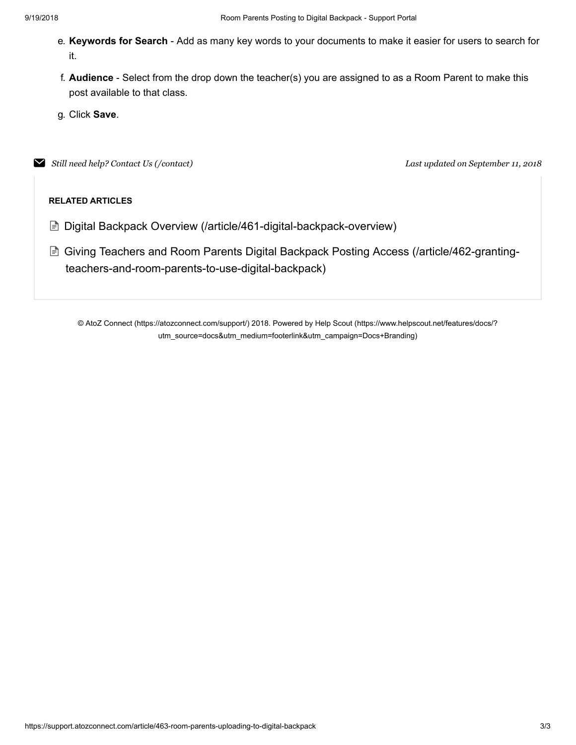e. **Keywords for Search** - Add as many key words to your documents to make it easier for users to search for it.

f. **Audience** - Select from the drop down the teacher(s) you are assigned to as a Room Parent to make this post available to that class.

g. Click **Save**.

*Still need help? Contact Us (/contact)*

*Last updated on September 11, 2018*

**RELATED ARTICLES**

- Digital Backpack Overview (/article/461-digital-backpack-overview)
- Giving Teachers and Room Parents Digital Backpack Posting Access (/article/462-granting-teachers-and-room-parents-to-use-digital-backpack)

© AtoZ Connect (https://atozconnect.com/support/) 2018. Powered by Help Scout (https://www.helpscout.net/features/docs/?utm_source=docs&utm_medium=footerlink&utm_campaign=Docs+Branding)